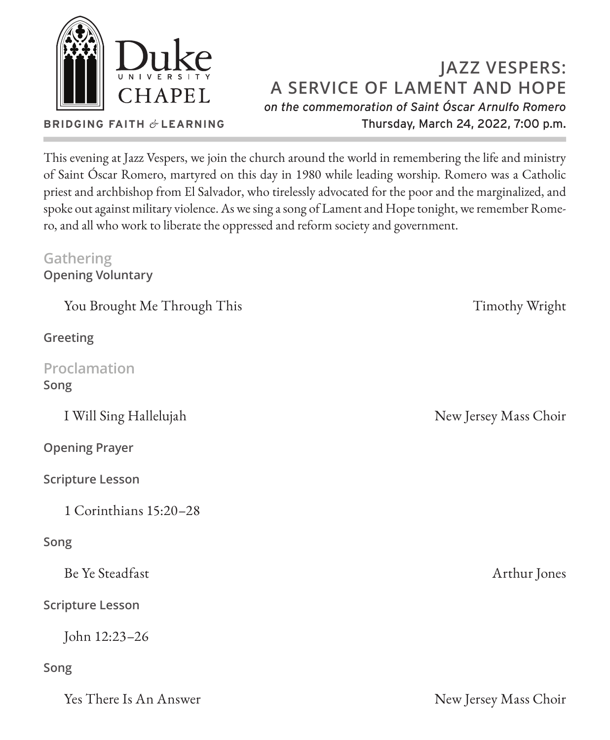Duke University Chapel

BRIDGING FAITH & LEARNING

# JAZZ VESPERS: A SERVICE OF LAMENT AND HOPE

*on the commemoration of Saint Óscar Arnulfo Romero*

Thursday, March 24, 2022, 7:00 p.m.

This evening at Jazz Vespers, we join the church around the world in remembering the life and ministry of Saint Óscar Romero, martyred on this day in 1980 while leading worship. Romero was a Catholic priest and archbishop from El Salvador, who tirelessly advocated for the poor and the marginalized, and spoke out against military violence. As we sing a song of Lament and Hope tonight, we remember Romero, and all who work to liberate the oppressed and reform society and government.

## Gathering

**Opening Voluntary**

You Brought Me Through This — Timothy Wright

**Greeting**

## Proclamation

**Song**

I Will Sing Hallelujah — New Jersey Mass Choir

**Opening Prayer**

**Scripture Lesson**

1 Corinthians 15:20–28

**Song**

Be Ye Steadfast — Arthur Jones

**Scripture Lesson**

John 12:23–26

**Song**

Yes There Is An Answer — New Jersey Mass Choir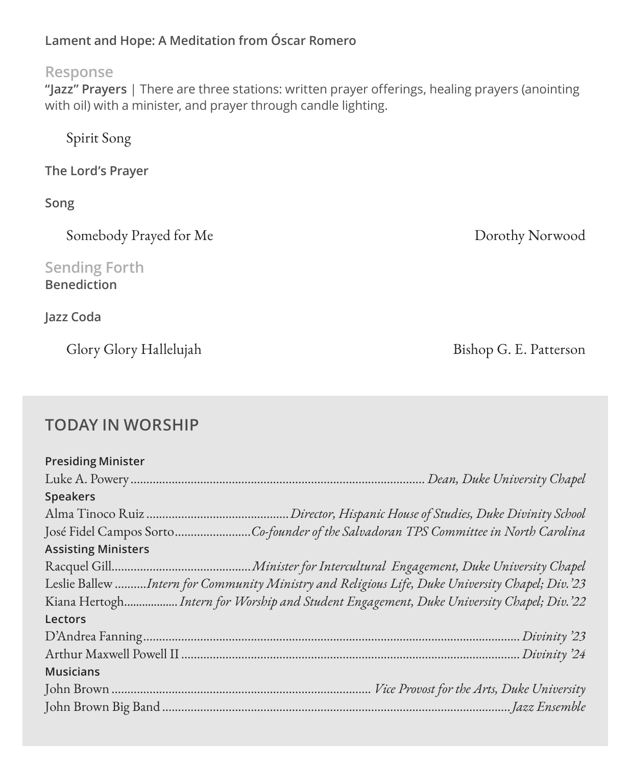**Lament and Hope: A Meditation from Óscar Romero**

## Response

**"Jazz" Prayers** | There are three stations: written prayer offerings, healing prayers (anointing with oil) with a minister, and prayer through candle lighting.

Spirit Song

**The Lord's Prayer**

**Song**

Somebody Prayed for Me — Dorothy Norwood

## Sending Forth

**Benediction**

**Jazz Coda**

Glory Glory Hallelujah — Bishop G. E. Patterson

## TODAY IN WORSHIP

**Presiding Minister**

Luke A. Powery — *Dean, Duke University Chapel*

**Speakers**

Alma Tinoco Ruiz — *Director, Hispanic House of Studies, Duke Divinity School*

José Fidel Campos Sorto — *Co-founder of the Salvadoran TPS Committee in North Carolina*

**Assisting Ministers**

Racquel Gill — *Minister for Intercultural Engagement, Duke University Chapel*

Leslie Ballew — *Intern for Community Ministry and Religious Life, Duke University Chapel; Div.'23*

Kiana Hertogh — *Intern for Worship and Student Engagement, Duke University Chapel; Div.'22*

**Lectors**

D'Andrea Fanning — *Divinity '23*

Arthur Maxwell Powell II — *Divinity '24*

**Musicians**

John Brown — *Vice Provost for the Arts, Duke University*

John Brown Big Band — *Jazz Ensemble*